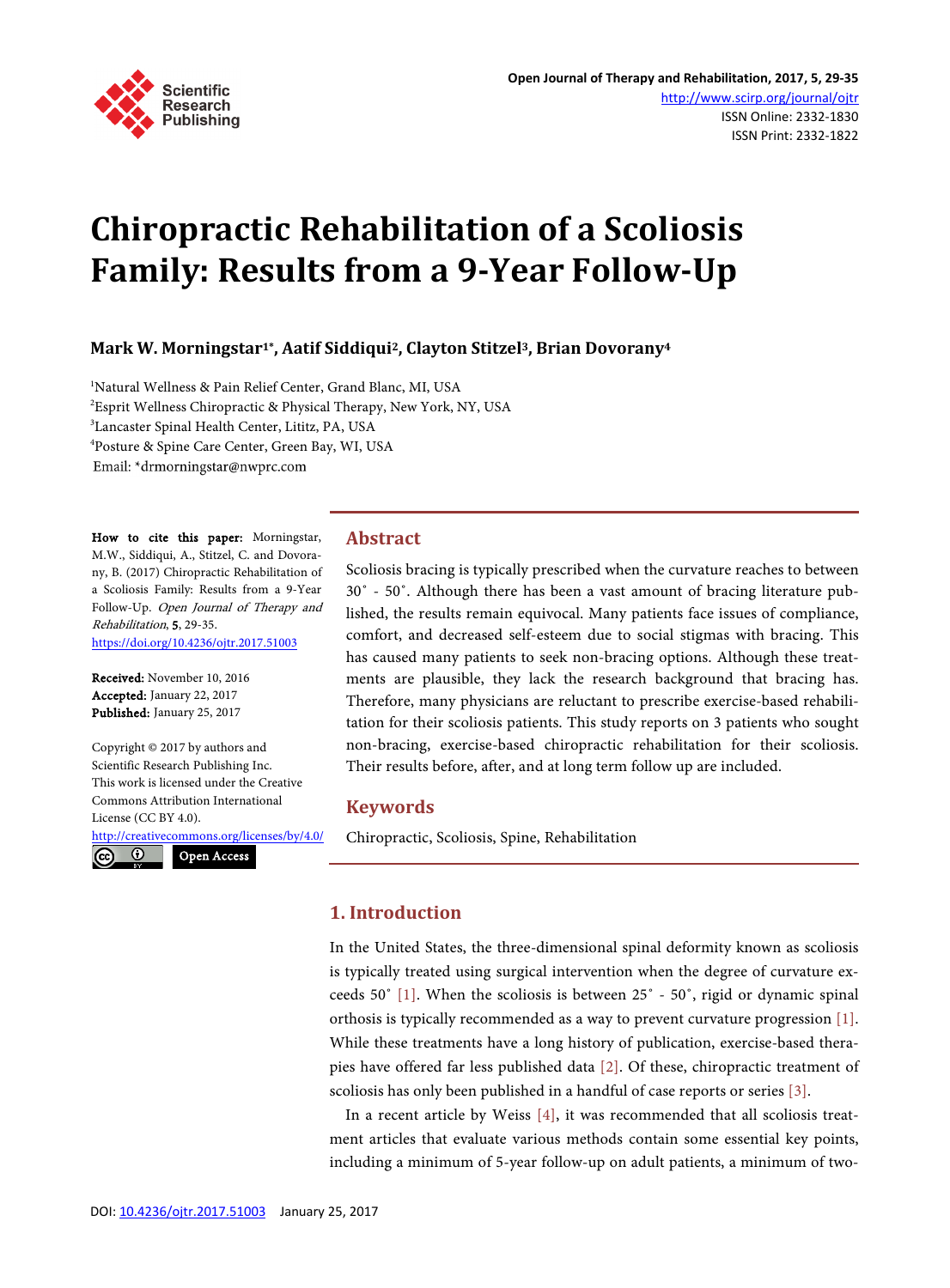# Chiropractic Rehabilitation of a Scoliosis Family: Results from a 9-Year Follow-Up

**Mark W. Morningstar[1*], Aatif Siddiqui[2], Clayton Stitzel[3], Brian Dovorany[4]**

[1]Natural Wellness & Pain Relief Center, Grand Blanc, MI, USA
[2]Esprit Wellness Chiropractic & Physical Therapy, New York, NY, USA
[3]Lancaster Spinal Health Center, Lititz, PA, USA
[4]Posture & Spine Care Center, Green Bay, WI, USA
Email: *drmorningstar@nwprc.com

**How to cite this paper:** Morningstar, M.W., Siddiqui, A., Stitzel, C. and Dovorany, B. (2017) Chiropractic Rehabilitation of a Scoliosis Family: Results from a 9-Year Follow-Up. *Open Journal of Therapy and Rehabilitation*, **5**, 29-35.
https://doi.org/10.4236/ojtr.2017.51003

**Received:** November 10, 2016
**Accepted:** January 22, 2017
**Published:** January 25, 2017

Copyright © 2017 by authors and Scientific Research Publishing Inc.
This work is licensed under the Creative Commons Attribution International License (CC BY 4.0).
http://creativecommons.org/licenses/by/4.0/
Open Access

## Abstract

Scoliosis bracing is typically prescribed when the curvature reaches to between 30˚ - 50˚. Although there has been a vast amount of bracing literature published, the results remain equivocal. Many patients face issues of compliance, comfort, and decreased self-esteem due to social stigmas with bracing. This has caused many patients to seek non-bracing options. Although these treatments are plausible, they lack the research background that bracing has. Therefore, many physicians are reluctant to prescribe exercise-based rehabilitation for their scoliosis patients. This study reports on 3 patients who sought non-bracing, exercise-based chiropractic rehabilitation for their scoliosis. Their results before, after, and at long term follow up are included.

## Keywords

Chiropractic, Scoliosis, Spine, Rehabilitation

## 1. Introduction

In the United States, the three-dimensional spinal deformity known as scoliosis is typically treated using surgical intervention when the degree of curvature exceeds 50˚ [1]. When the scoliosis is between 25˚ - 50˚, rigid or dynamic spinal orthosis is typically recommended as a way to prevent curvature progression [1]. While these treatments have a long history of publication, exercise-based therapies have offered far less published data [2]. Of these, chiropractic treatment of scoliosis has only been published in a handful of case reports or series [3].

In a recent article by Weiss [4], it was recommended that all scoliosis treatment articles that evaluate various methods contain some essential key points, including a minimum of 5-year follow-up on adult patients, a minimum of two-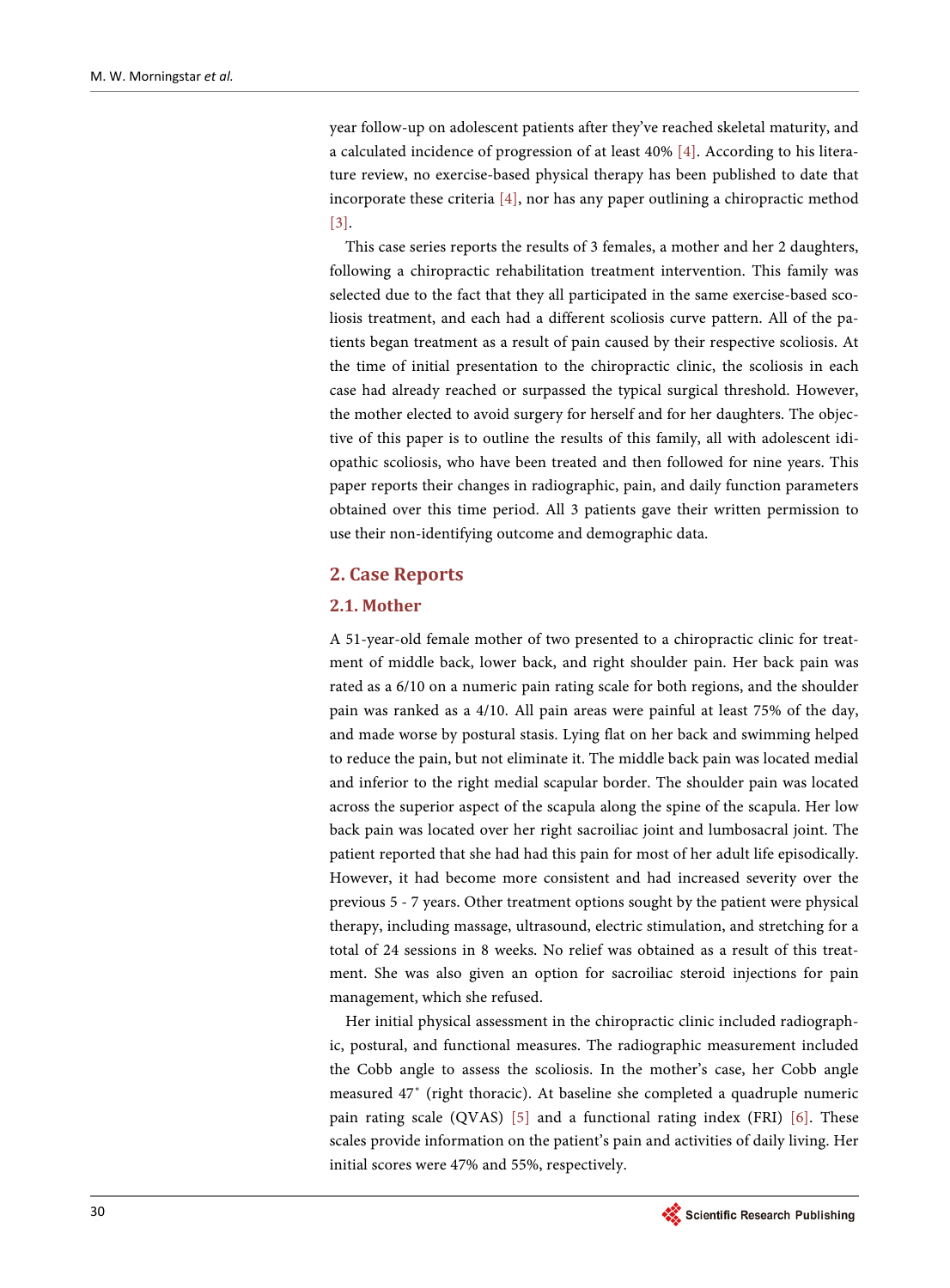year follow-up on adolescent patients after they've reached skeletal maturity, and a calculated incidence of progression of at least 40% [4]. According to his literature review, no exercise-based physical therapy has been published to date that incorporate these criteria [4], nor has any paper outlining a chiropractic method [3].

This case series reports the results of 3 females, a mother and her 2 daughters, following a chiropractic rehabilitation treatment intervention. This family was selected due to the fact that they all participated in the same exercise-based scoliosis treatment, and each had a different scoliosis curve pattern. All of the patients began treatment as a result of pain caused by their respective scoliosis. At the time of initial presentation to the chiropractic clinic, the scoliosis in each case had already reached or surpassed the typical surgical threshold. However, the mother elected to avoid surgery for herself and for her daughters. The objective of this paper is to outline the results of this family, all with adolescent idiopathic scoliosis, who have been treated and then followed for nine years. This paper reports their changes in radiographic, pain, and daily function parameters obtained over this time period. All 3 patients gave their written permission to use their non-identifying outcome and demographic data.

## 2. Case Reports

### 2.1. Mother

A 51-year-old female mother of two presented to a chiropractic clinic for treatment of middle back, lower back, and right shoulder pain. Her back pain was rated as a 6/10 on a numeric pain rating scale for both regions, and the shoulder pain was ranked as a 4/10. All pain areas were painful at least 75% of the day, and made worse by postural stasis. Lying flat on her back and swimming helped to reduce the pain, but not eliminate it. The middle back pain was located medial and inferior to the right medial scapular border. The shoulder pain was located across the superior aspect of the scapula along the spine of the scapula. Her low back pain was located over her right sacroiliac joint and lumbosacral joint. The patient reported that she had had this pain for most of her adult life episodically. However, it had become more consistent and had increased severity over the previous 5 - 7 years. Other treatment options sought by the patient were physical therapy, including massage, ultrasound, electric stimulation, and stretching for a total of 24 sessions in 8 weeks. No relief was obtained as a result of this treatment. She was also given an option for sacroiliac steroid injections for pain management, which she refused.

Her initial physical assessment in the chiropractic clinic included radiographic, postural, and functional measures. The radiographic measurement included the Cobb angle to assess the scoliosis. In the mother's case, her Cobb angle measured 47˚ (right thoracic). At baseline she completed a quadruple numeric pain rating scale (QVAS) [5] and a functional rating index (FRI) [6]. These scales provide information on the patient's pain and activities of daily living. Her initial scores were 47% and 55%, respectively.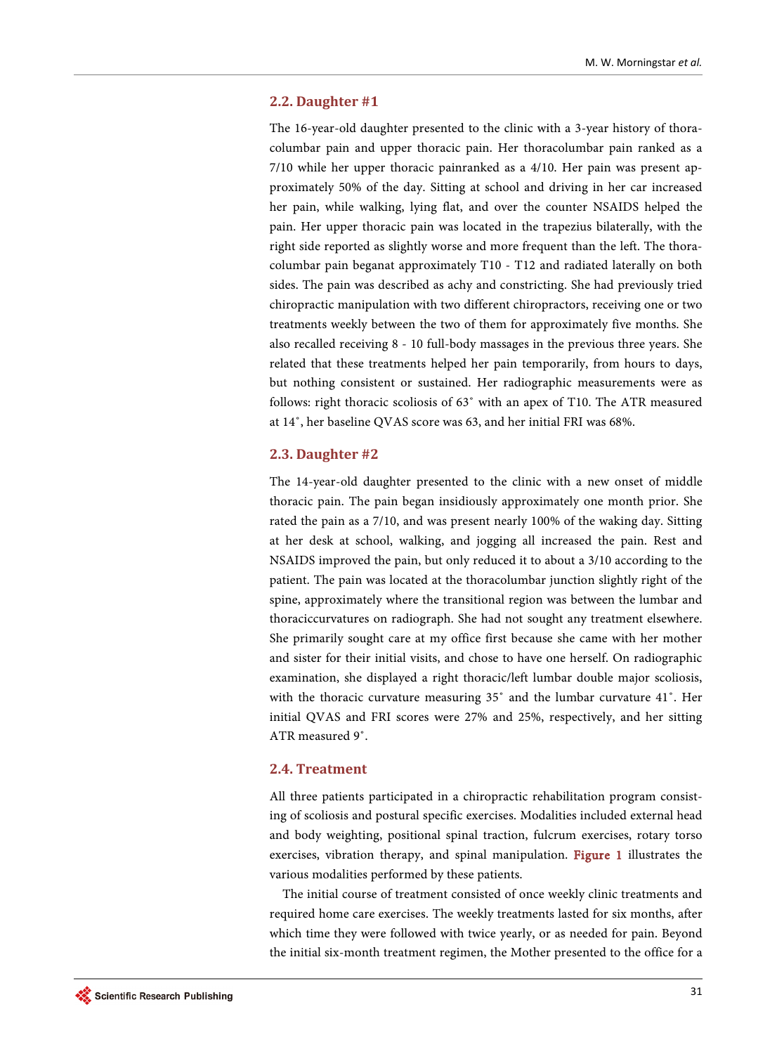## 2.2. Daughter #1

The 16-year-old daughter presented to the clinic with a 3-year history of thoracolumbar pain and upper thoracic pain. Her thoracolumbar pain ranked as a 7/10 while her upper thoracic painranked as a 4/10. Her pain was present approximately 50% of the day. Sitting at school and driving in her car increased her pain, while walking, lying flat, and over the counter NSAIDS helped the pain. Her upper thoracic pain was located in the trapezius bilaterally, with the right side reported as slightly worse and more frequent than the left. The thoracolumbar pain beganat approximately T10 - T12 and radiated laterally on both sides. The pain was described as achy and constricting. She had previously tried chiropractic manipulation with two different chiropractors, receiving one or two treatments weekly between the two of them for approximately five months. She also recalled receiving 8 - 10 full-body massages in the previous three years. She related that these treatments helped her pain temporarily, from hours to days, but nothing consistent or sustained. Her radiographic measurements were as follows: right thoracic scoliosis of 63˚ with an apex of T10. The ATR measured at 14˚, her baseline QVAS score was 63, and her initial FRI was 68%.

## 2.3. Daughter #2

The 14-year-old daughter presented to the clinic with a new onset of middle thoracic pain. The pain began insidiously approximately one month prior. She rated the pain as a 7/10, and was present nearly 100% of the waking day. Sitting at her desk at school, walking, and jogging all increased the pain. Rest and NSAIDS improved the pain, but only reduced it to about a 3/10 according to the patient. The pain was located at the thoracolumbar junction slightly right of the spine, approximately where the transitional region was between the lumbar and thoraciccurvatures on radiograph. She had not sought any treatment elsewhere. She primarily sought care at my office first because she came with her mother and sister for their initial visits, and chose to have one herself. On radiographic examination, she displayed a right thoracic/left lumbar double major scoliosis, with the thoracic curvature measuring 35˚ and the lumbar curvature 41˚. Her initial QVAS and FRI scores were 27% and 25%, respectively, and her sitting ATR measured 9˚.

## 2.4. Treatment

All three patients participated in a chiropractic rehabilitation program consisting of scoliosis and postural specific exercises. Modalities included external head and body weighting, positional spinal traction, fulcrum exercises, rotary torso exercises, vibration therapy, and spinal manipulation. Figure 1 illustrates the various modalities performed by these patients.

The initial course of treatment consisted of once weekly clinic treatments and required home care exercises. The weekly treatments lasted for six months, after which time they were followed with twice yearly, or as needed for pain. Beyond the initial six-month treatment regimen, the Mother presented to the office for a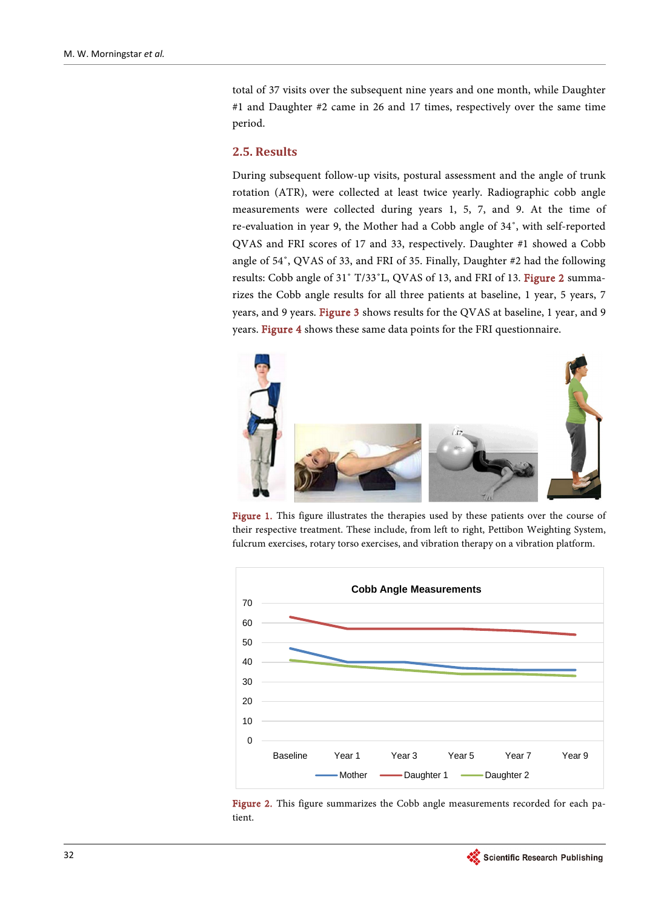total of 37 visits over the subsequent nine years and one month, while Daughter #1 and Daughter #2 came in 26 and 17 times, respectively over the same time period.

### 2.5. Results

During subsequent follow-up visits, postural assessment and the angle of trunk rotation (ATR), were collected at least twice yearly. Radiographic cobb angle measurements were collected during years 1, 5, 7, and 9. At the time of re-evaluation in year 9, the Mother had a Cobb angle of 34˚, with self-reported QVAS and FRI scores of 17 and 33, respectively. Daughter #1 showed a Cobb angle of 54˚, QVAS of 33, and FRI of 35. Finally, Daughter #2 had the following results: Cobb angle of 31˚ T/33˚L, QVAS of 13, and FRI of 13. Figure 2 summarizes the Cobb angle results for all three patients at baseline, 1 year, 5 years, 7 years, and 9 years. Figure 3 shows results for the QVAS at baseline, 1 year, and 9 years. Figure 4 shows these same data points for the FRI questionnaire.

Figure 1. This figure illustrates the therapies used by these patients over the course of their respective treatment. These include, from left to right, Pettibon Weighting System, fulcrum exercises, rotary torso exercises, and vibration therapy on a vibration platform.

Figure 2. This figure summarizes the Cobb angle measurements recorded for each patient.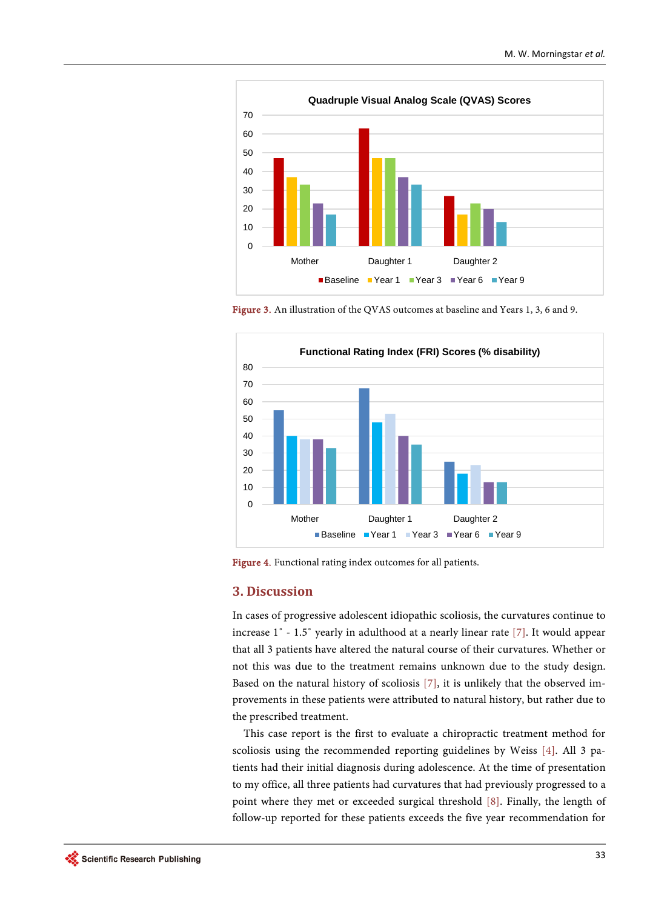Figure 3. An illustration of the QVAS outcomes at baseline and Years 1, 3, 6 and 9.

Figure 4. Functional rating index outcomes for all patients.

## 3. Discussion

In cases of progressive adolescent idiopathic scoliosis, the curvatures continue to increase 1˚ - 1.5˚ yearly in adulthood at a nearly linear rate [7]. It would appear that all 3 patients have altered the natural course of their curvatures. Whether or not this was due to the treatment remains unknown due to the study design. Based on the natural history of scoliosis [7], it is unlikely that the observed improvements in these patients were attributed to natural history, but rather due to the prescribed treatment.

This case report is the first to evaluate a chiropractic treatment method for scoliosis using the recommended reporting guidelines by Weiss [4]. All 3 patients had their initial diagnosis during adolescence. At the time of presentation to my office, all three patients had curvatures that had previously progressed to a point where they met or exceeded surgical threshold [8]. Finally, the length of follow-up reported for these patients exceeds the five year recommendation for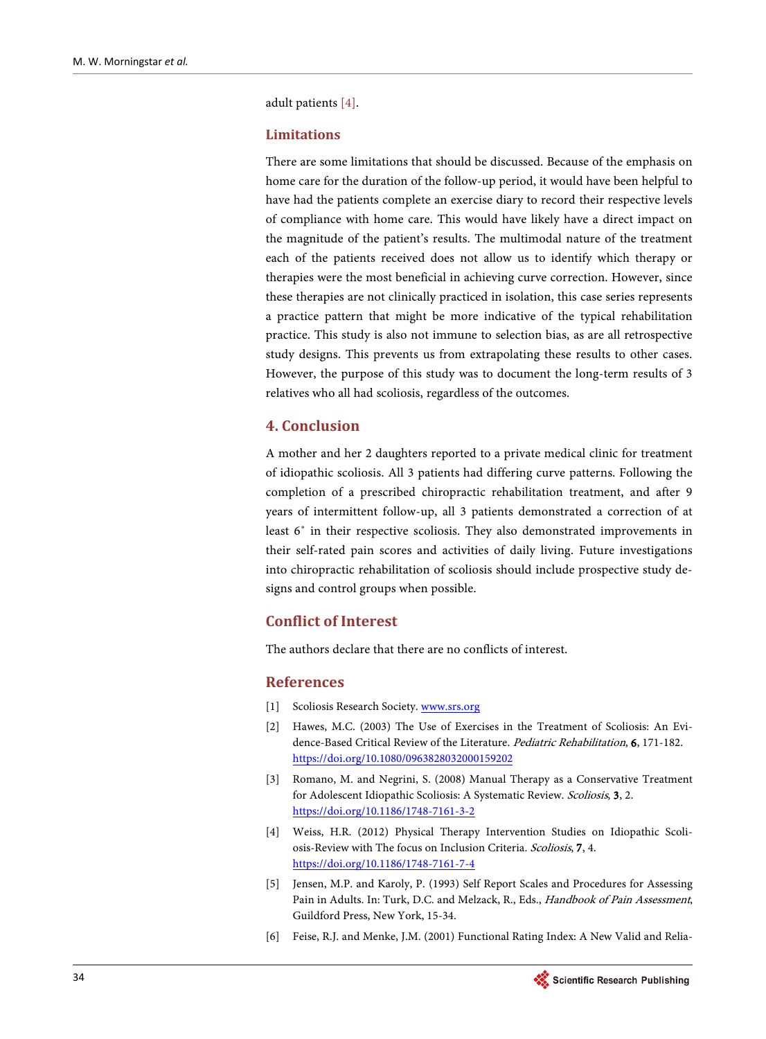adult patients [4].

## Limitations

There are some limitations that should be discussed. Because of the emphasis on home care for the duration of the follow-up period, it would have been helpful to have had the patients complete an exercise diary to record their respective levels of compliance with home care. This would have likely have a direct impact on the magnitude of the patient's results. The multimodal nature of the treatment each of the patients received does not allow us to identify which therapy or therapies were the most beneficial in achieving curve correction. However, since these therapies are not clinically practiced in isolation, this case series represents a practice pattern that might be more indicative of the typical rehabilitation practice. This study is also not immune to selection bias, as are all retrospective study designs. This prevents us from extrapolating these results to other cases. However, the purpose of this study was to document the long-term results of 3 relatives who all had scoliosis, regardless of the outcomes.

## 4. Conclusion

A mother and her 2 daughters reported to a private medical clinic for treatment of idiopathic scoliosis. All 3 patients had differing curve patterns. Following the completion of a prescribed chiropractic rehabilitation treatment, and after 9 years of intermittent follow-up, all 3 patients demonstrated a correction of at least 6˚ in their respective scoliosis. They also demonstrated improvements in their self-rated pain scores and activities of daily living. Future investigations into chiropractic rehabilitation of scoliosis should include prospective study designs and control groups when possible.

## Conflict of Interest

The authors declare that there are no conflicts of interest.

## References

[1] Scoliosis Research Society. www.srs.org

[2] Hawes, M.C. (2003) The Use of Exercises in the Treatment of Scoliosis: An Evidence-Based Critical Review of the Literature. *Pediatric Rehabilitation*, **6**, 171-182. https://doi.org/10.1080/0963828032000159202

[3] Romano, M. and Negrini, S. (2008) Manual Therapy as a Conservative Treatment for Adolescent Idiopathic Scoliosis: A Systematic Review. *Scoliosis*, **3**, 2. https://doi.org/10.1186/1748-7161-3-2

[4] Weiss, H.R. (2012) Physical Therapy Intervention Studies on Idiopathic Scoliosis-Review with The focus on Inclusion Criteria. *Scoliosis*, **7**, 4. https://doi.org/10.1186/1748-7161-7-4

[5] Jensen, M.P. and Karoly, P. (1993) Self Report Scales and Procedures for Assessing Pain in Adults. In: Turk, D.C. and Melzack, R., Eds., *Handbook of Pain Assessment*, Guildford Press, New York, 15-34.

[6] Feise, R.J. and Menke, J.M. (2001) Functional Rating Index: A New Valid and Relia-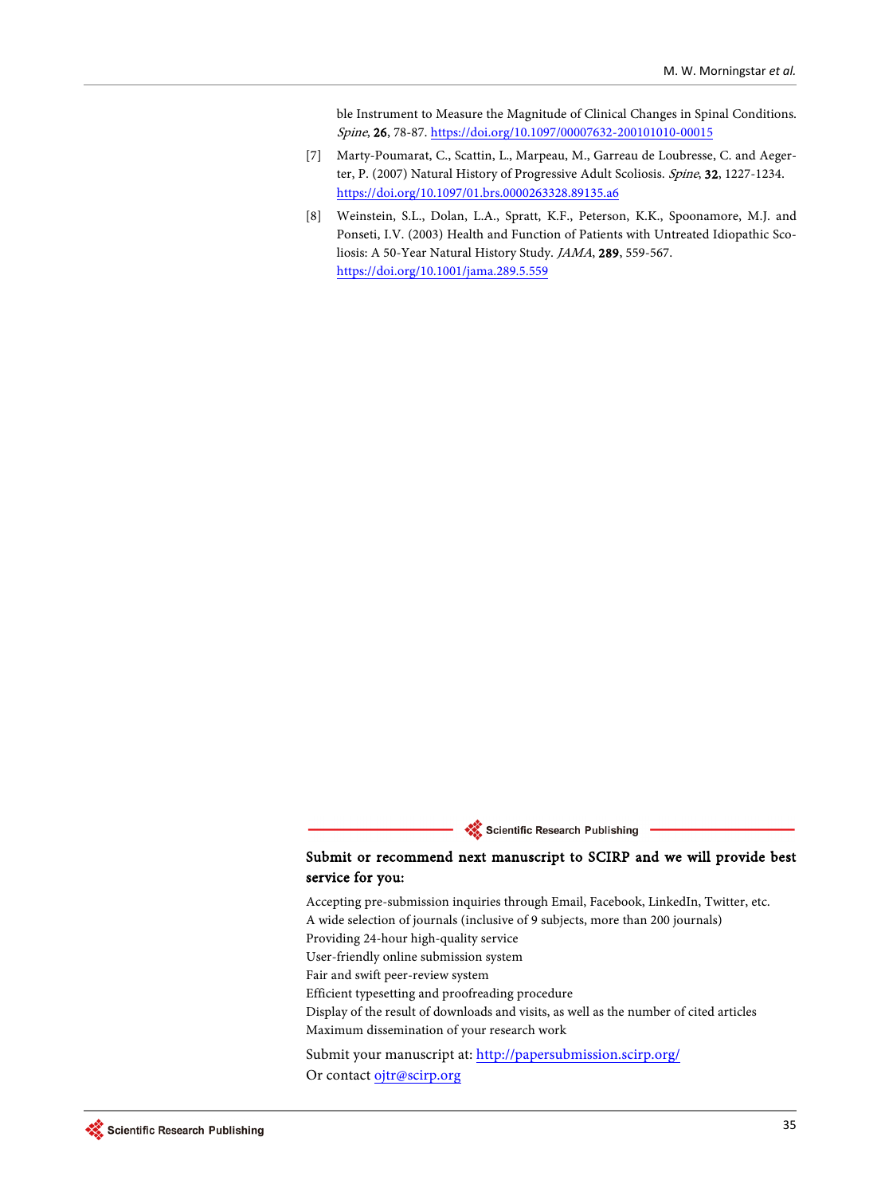ble Instrument to Measure the Magnitude of Clinical Changes in Spinal Conditions. *Spine*, **26**, 78-87. https://doi.org/10.1097/00007632-200101010-00015

[7] Marty-Poumarat, C., Scattin, L., Marpeau, M., Garreau de Loubresse, C. and Aegerter, P. (2007) Natural History of Progressive Adult Scoliosis. *Spine*, **32**, 1227-1234. https://doi.org/10.1097/01.brs.0000263328.89135.a6

[8] Weinstein, S.L., Dolan, L.A., Spratt, K.F., Peterson, K.K., Spoonamore, M.J. and Ponseti, I.V. (2003) Health and Function of Patients with Untreated Idiopathic Scoliosis: A 50-Year Natural History Study. *JAMA*, **289**, 559-567. https://doi.org/10.1001/jama.289.5.559

Scientific Research Publishing

**Submit or recommend next manuscript to SCIRP and we will provide best service for you:**

Accepting pre-submission inquiries through Email, Facebook, LinkedIn, Twitter, etc.
A wide selection of journals (inclusive of 9 subjects, more than 200 journals)
Providing 24-hour high-quality service
User-friendly online submission system
Fair and swift peer-review system
Efficient typesetting and proofreading procedure
Display of the result of downloads and visits, as well as the number of cited articles
Maximum dissemination of your research work

Submit your manuscript at: http://papersubmission.scirp.org/
Or contact ojtr@scirp.org